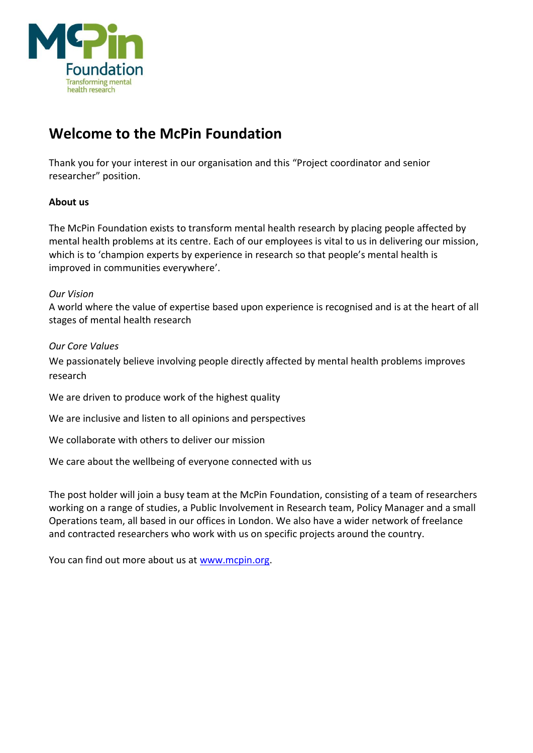# Welcome to the McPin Foundation

Thank you for your interest in our organisation and this "Project coordinator and senior researcher" position.

**About us**

The McPin Foundation exists to transform mental health research by placing people affected by mental health problems at its centre. Each of our employees is vital to us in delivering our mission, which is to 'champion experts by experience in research so that people's mental health is improved in communities everywhere'.

*Our Vision*

A world where the value of expertise based upon experience is recognised and is at the heart of all stages of mental health research

*Our Core Values*

We passionately believe involving people directly affected by mental health problems improves research

We are driven to produce work of the highest quality

We are inclusive and listen to all opinions and perspectives

We collaborate with others to deliver our mission

We care about the wellbeing of everyone connected with us

The post holder will join a busy team at the McPin Foundation, consisting of a team of researchers working on a range of studies, a Public Involvement in Research team, Policy Manager and a small Operations team, all based in our offices in London. We also have a wider network of freelance and contracted researchers who work with us on specific projects around the country.

You can find out more about us at [www.mcpin.org](http://www.mcpin.org).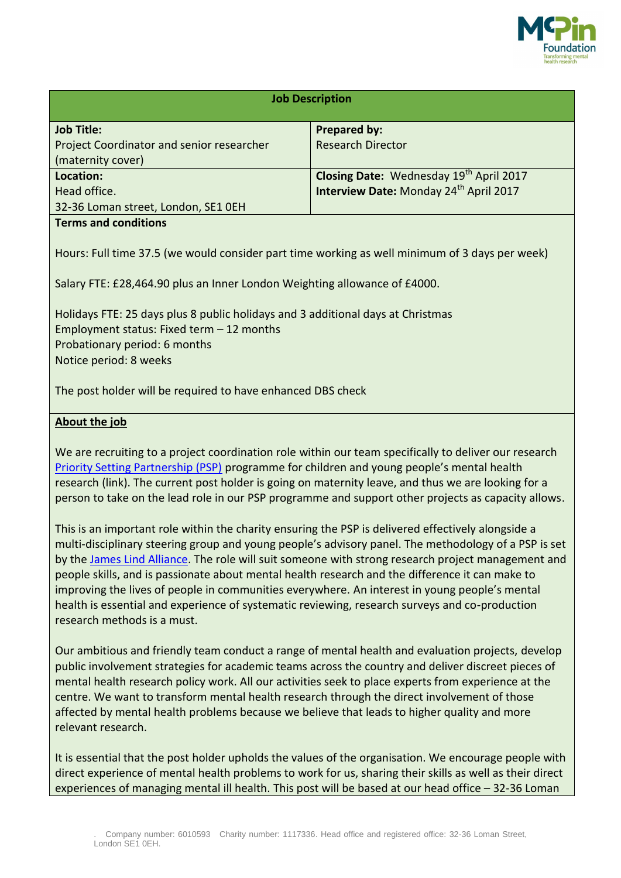| Job Description | |
|---|---|
| **Job Title:**<br>Project Coordinator and senior researcher (maternity cover) | **Prepared by:**<br>Research Director |
| **Location:**<br>Head office.<br>32-36 Loman street, London, SE1 0EH | **Closing Date:** Wednesday 19th April 2017<br>**Interview Date:** Monday 24th April 2017 |

**Terms and conditions**

Hours: Full time 37.5 (we would consider part time working as well minimum of 3 days per week)

Salary FTE: £28,464.90 plus an Inner London Weighting allowance of £4000.

Holidays FTE: 25 days plus 8 public holidays and 3 additional days at Christmas
Employment status: Fixed term – 12 months
Probationary period: 6 months
Notice period: 8 weeks

The post holder will be required to have enhanced DBS check

**About the job**

We are recruiting to a project coordination role within our team specifically to deliver our research Priority Setting Partnership (PSP) programme for children and young people's mental health research (link). The current post holder is going on maternity leave, and thus we are looking for a person to take on the lead role in our PSP programme and support other projects as capacity allows.

This is an important role within the charity ensuring the PSP is delivered effectively alongside a multi-disciplinary steering group and young people's advisory panel. The methodology of a PSP is set by the James Lind Alliance. The role will suit someone with strong research project management and people skills, and is passionate about mental health research and the difference it can make to improving the lives of people in communities everywhere. An interest in young people's mental health is essential and experience of systematic reviewing, research surveys and co-production research methods is a must.

Our ambitious and friendly team conduct a range of mental health and evaluation projects, develop public involvement strategies for academic teams across the country and deliver discreet pieces of mental health research policy work. All our activities seek to place experts from experience at the centre. We want to transform mental health research through the direct involvement of those affected by mental health problems because we believe that leads to higher quality and more relevant research.

It is essential that the post holder upholds the values of the organisation. We encourage people with direct experience of mental health problems to work for us, sharing their skills as well as their direct experiences of managing mental ill health. This post will be based at our head office – 32-36 Loman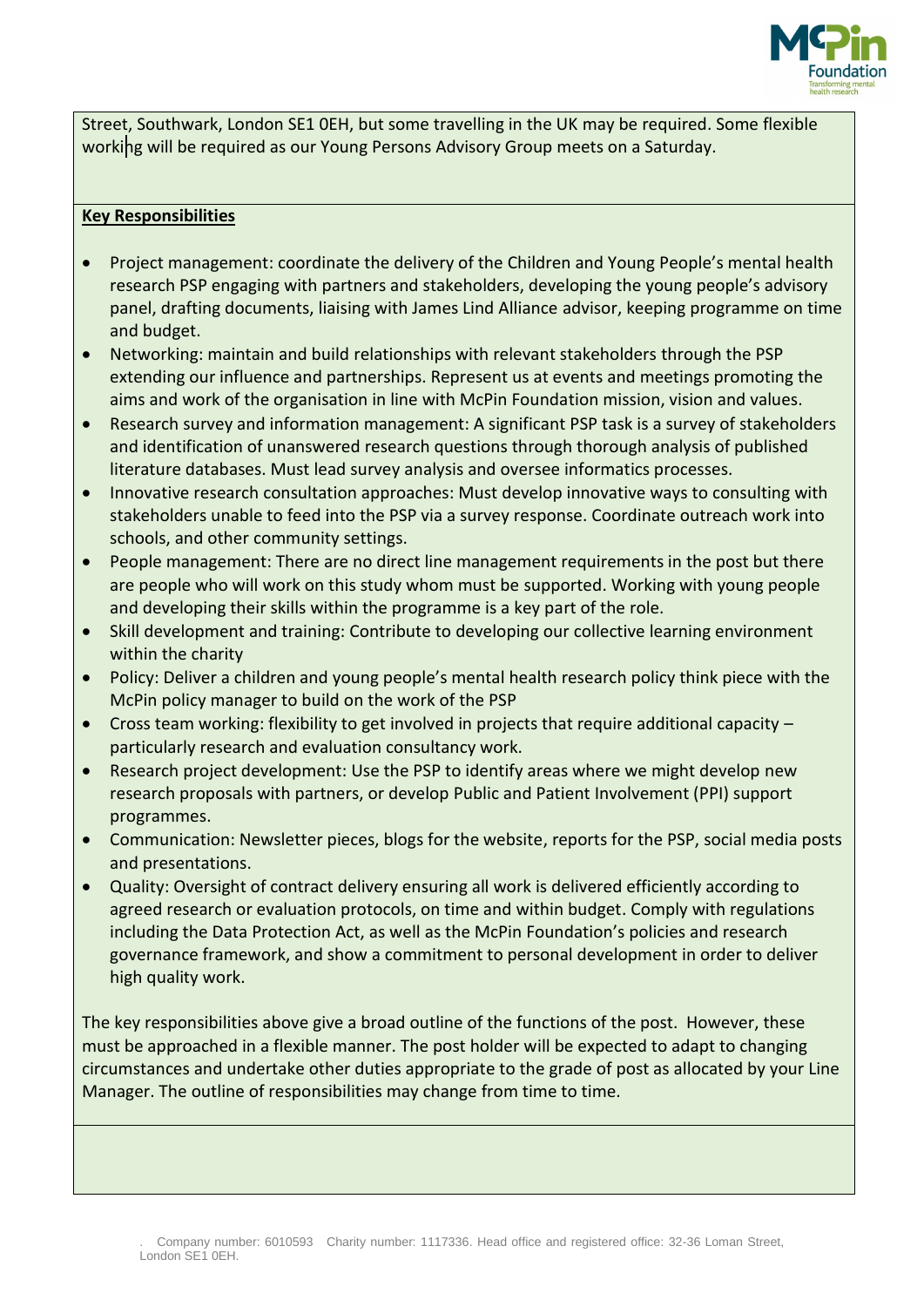Street, Southwark, London SE1 0EH, but some travelling in the UK may be required. Some flexible working will be required as our Young Persons Advisory Group meets on a Saturday.

**Key Responsibilities**

- Project management: coordinate the delivery of the Children and Young People's mental health research PSP engaging with partners and stakeholders, developing the young people's advisory panel, drafting documents, liaising with James Lind Alliance advisor, keeping programme on time and budget.
- Networking: maintain and build relationships with relevant stakeholders through the PSP extending our influence and partnerships. Represent us at events and meetings promoting the aims and work of the organisation in line with McPin Foundation mission, vision and values.
- Research survey and information management: A significant PSP task is a survey of stakeholders and identification of unanswered research questions through thorough analysis of published literature databases. Must lead survey analysis and oversee informatics processes.
- Innovative research consultation approaches: Must develop innovative ways to consulting with stakeholders unable to feed into the PSP via a survey response. Coordinate outreach work into schools, and other community settings.
- People management: There are no direct line management requirements in the post but there are people who will work on this study whom must be supported. Working with young people and developing their skills within the programme is a key part of the role.
- Skill development and training: Contribute to developing our collective learning environment within the charity
- Policy: Deliver a children and young people's mental health research policy think piece with the McPin policy manager to build on the work of the PSP
- Cross team working: flexibility to get involved in projects that require additional capacity – particularly research and evaluation consultancy work.
- Research project development: Use the PSP to identify areas where we might develop new research proposals with partners, or develop Public and Patient Involvement (PPI) support programmes.
- Communication: Newsletter pieces, blogs for the website, reports for the PSP, social media posts and presentations.
- Quality: Oversight of contract delivery ensuring all work is delivered efficiently according to agreed research or evaluation protocols, on time and within budget. Comply with regulations including the Data Protection Act, as well as the McPin Foundation's policies and research governance framework, and show a commitment to personal development in order to deliver high quality work.

The key responsibilities above give a broad outline of the functions of the post. However, these must be approached in a flexible manner. The post holder will be expected to adapt to changing circumstances and undertake other duties appropriate to the grade of post as allocated by your Line Manager. The outline of responsibilities may change from time to time.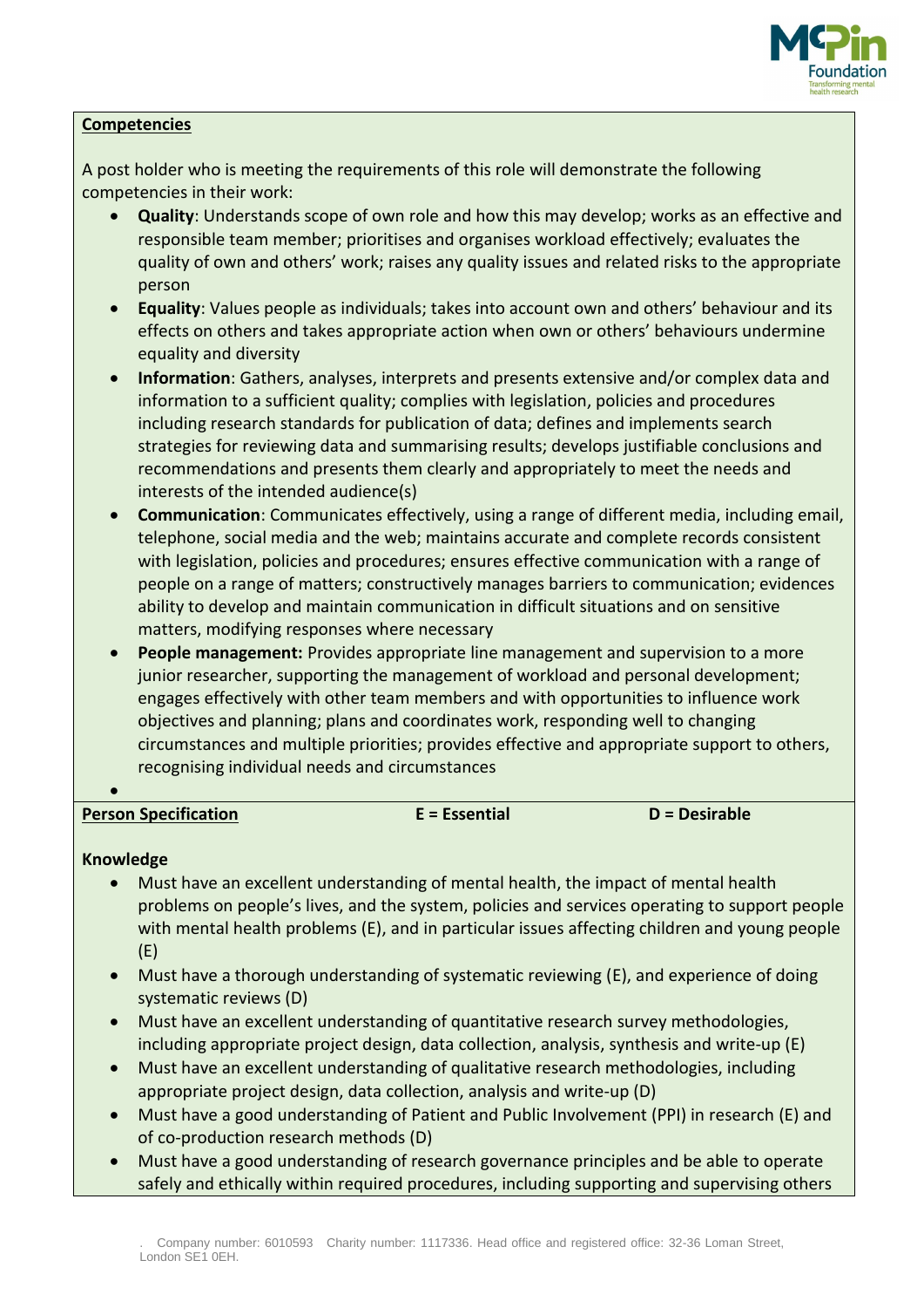**Competencies**

A post holder who is meeting the requirements of this role will demonstrate the following competencies in their work:

- **Quality**: Understands scope of own role and how this may develop; works as an effective and responsible team member; prioritises and organises workload effectively; evaluates the quality of own and others' work; raises any quality issues and related risks to the appropriate person
- **Equality**: Values people as individuals; takes into account own and others' behaviour and its effects on others and takes appropriate action when own or others' behaviours undermine equality and diversity
- **Information**: Gathers, analyses, interprets and presents extensive and/or complex data and information to a sufficient quality; complies with legislation, policies and procedures including research standards for publication of data; defines and implements search strategies for reviewing data and summarising results; develops justifiable conclusions and recommendations and presents them clearly and appropriately to meet the needs and interests of the intended audience(s)
- **Communication**: Communicates effectively, using a range of different media, including email, telephone, social media and the web; maintains accurate and complete records consistent with legislation, policies and procedures; ensures effective communication with a range of people on a range of matters; constructively manages barriers to communication; evidences ability to develop and maintain communication in difficult situations and on sensitive matters, modifying responses where necessary
- **People management:** Provides appropriate line management and supervision to a more junior researcher, supporting the management of workload and personal development; engages effectively with other team members and with opportunities to influence work objectives and planning; plans and coordinates work, responding well to changing circumstances and multiple priorities; provides effective and appropriate support to others, recognising individual needs and circumstances

**Person Specification** **E = Essential** **D = Desirable**

**Knowledge**

- Must have an excellent understanding of mental health, the impact of mental health problems on people's lives, and the system, policies and services operating to support people with mental health problems (E), and in particular issues affecting children and young people (E)
- Must have a thorough understanding of systematic reviewing (E), and experience of doing systematic reviews (D)
- Must have an excellent understanding of quantitative research survey methodologies, including appropriate project design, data collection, analysis, synthesis and write-up (E)
- Must have an excellent understanding of qualitative research methodologies, including appropriate project design, data collection, analysis and write-up (D)
- Must have a good understanding of Patient and Public Involvement (PPI) in research (E) and of co-production research methods (D)
- Must have a good understanding of research governance principles and be able to operate safely and ethically within required procedures, including supporting and supervising others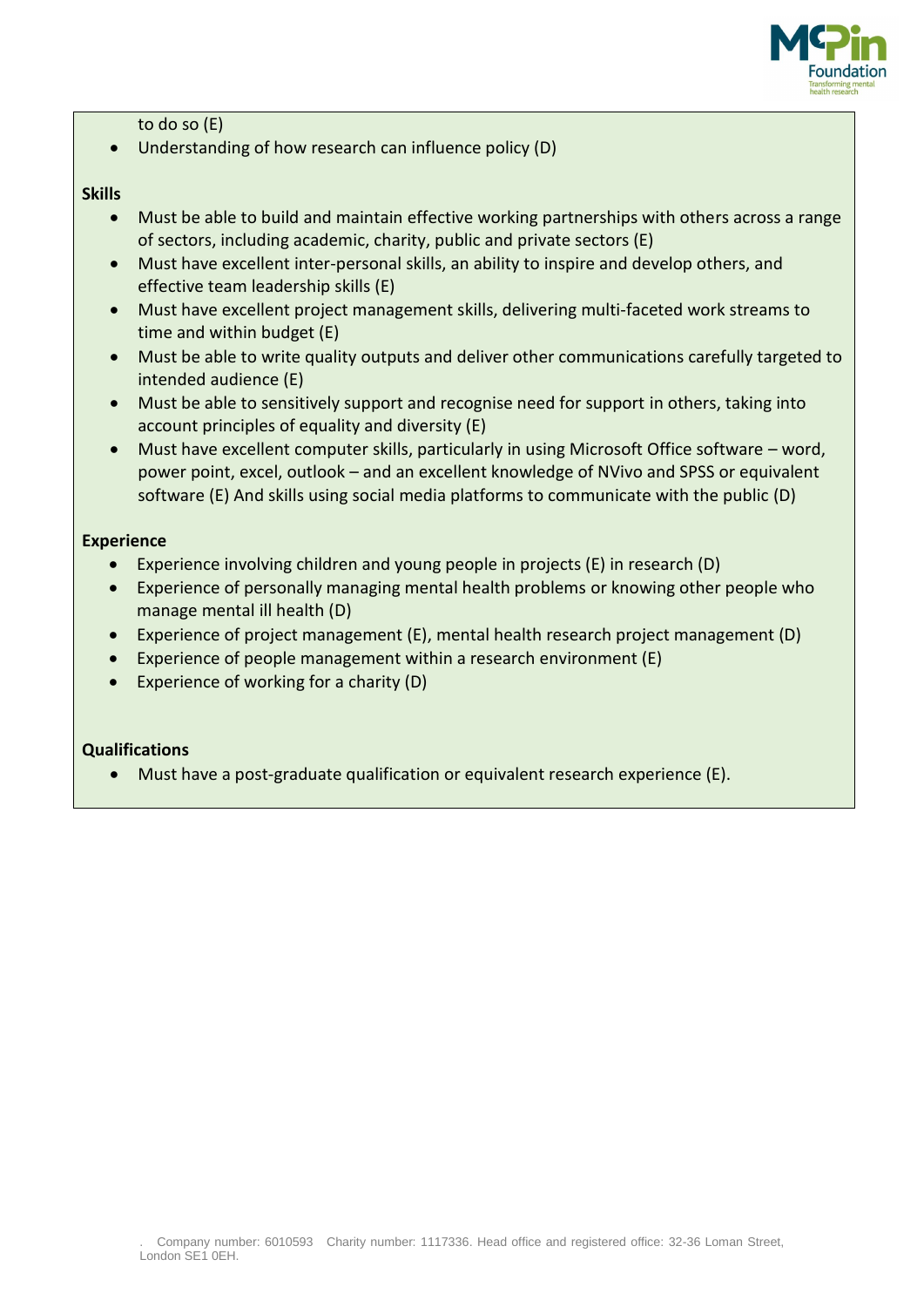to do so (E)

- Understanding of how research can influence policy (D)

**Skills**

- Must be able to build and maintain effective working partnerships with others across a range of sectors, including academic, charity, public and private sectors (E)
- Must have excellent inter-personal skills, an ability to inspire and develop others, and effective team leadership skills (E)
- Must have excellent project management skills, delivering multi-faceted work streams to time and within budget (E)
- Must be able to write quality outputs and deliver other communications carefully targeted to intended audience (E)
- Must be able to sensitively support and recognise need for support in others, taking into account principles of equality and diversity (E)
- Must have excellent computer skills, particularly in using Microsoft Office software – word, power point, excel, outlook – and an excellent knowledge of NVivo and SPSS or equivalent software (E) And skills using social media platforms to communicate with the public (D)

**Experience**

- Experience involving children and young people in projects (E) in research (D)
- Experience of personally managing mental health problems or knowing other people who manage mental ill health (D)
- Experience of project management (E), mental health research project management (D)
- Experience of people management within a research environment (E)
- Experience of working for a charity (D)

**Qualifications**

- Must have a post-graduate qualification or equivalent research experience (E).

Company number: 6010593 Charity number: 1117336. Head office and registered office: 32-36 Loman Street, London SE1 0EH.